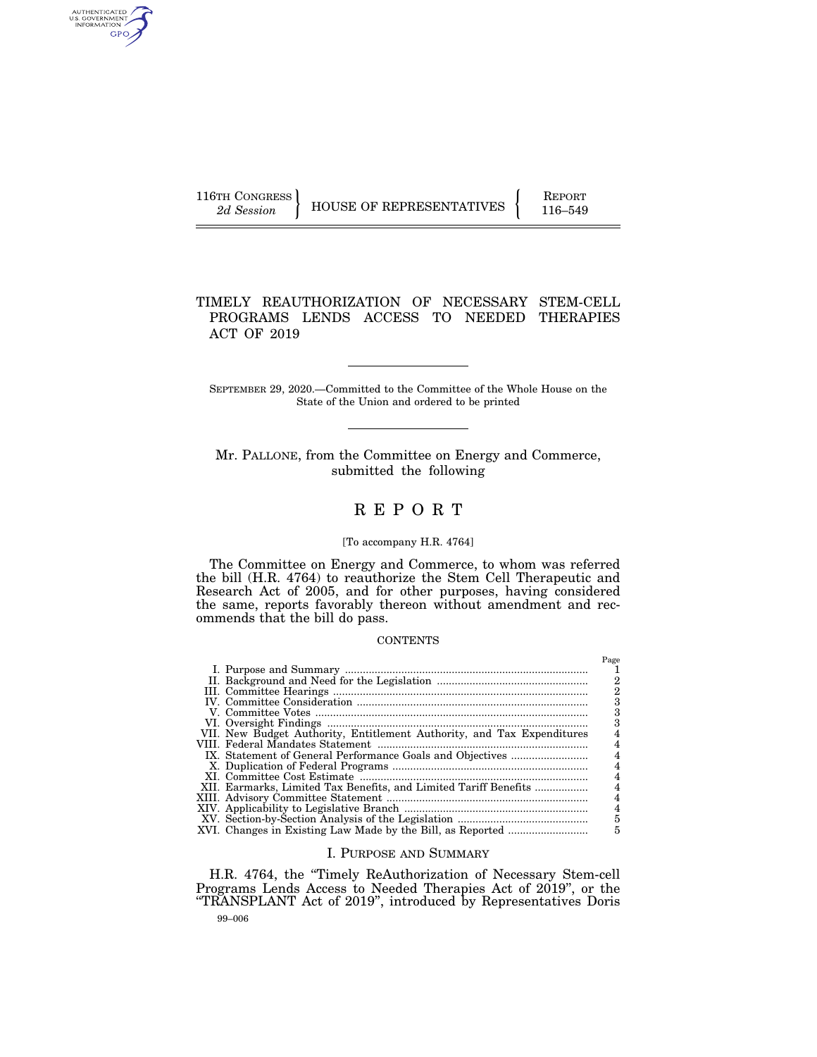116TH CONGRESS 2d Session | HOUSE OF REPRESENTATIVES | REPORT 116–549

# TIMELY REAUTHORIZATION OF NECESSARY STEM-CELL PROGRAMS LENDS ACCESS TO NEEDED THERAPIES ACT OF 2019

SEPTEMBER 29, 2020.—Committed to the Committee of the Whole House on the State of the Union and ordered to be printed

Mr. PALLONE, from the Committee on Energy and Commerce, submitted the following

## R E P O R T

[To accompany H.R. 4764]

The Committee on Energy and Commerce, to whom was referred the bill (H.R. 4764) to reauthorize the Stem Cell Therapeutic and Research Act of 2005, and for other purposes, having considered the same, reports favorably thereon without amendment and recommends that the bill do pass.

CONTENTS

| | Page |
|---|---|
| I. Purpose and Summary | 1 |
| II. Background and Need for the Legislation | 2 |
| III. Committee Hearings | 2 |
| IV. Committee Consideration | 3 |
| V. Committee Votes | 3 |
| VI. Oversight Findings | 3 |
| VII. New Budget Authority, Entitlement Authority, and Tax Expenditures | 4 |
| VIII. Federal Mandates Statement | 4 |
| IX. Statement of General Performance Goals and Objectives | 4 |
| X. Duplication of Federal Programs | 4 |
| XI. Committee Cost Estimate | 4 |
| XII. Earmarks, Limited Tax Benefits, and Limited Tariff Benefits | 4 |
| XIII. Advisory Committee Statement | 4 |
| XIV. Applicability to Legislative Branch | 4 |
| XV. Section-by-Section Analysis of the Legislation | 5 |
| XVI. Changes in Existing Law Made by the Bill, as Reported | 5 |

## I. PURPOSE AND SUMMARY

H.R. 4764, the "Timely ReAuthorization of Necessary Stem-cell Programs Lends Access to Needed Therapies Act of 2019", or the "TRANSPLANT Act of 2019", introduced by Representatives Doris

99–006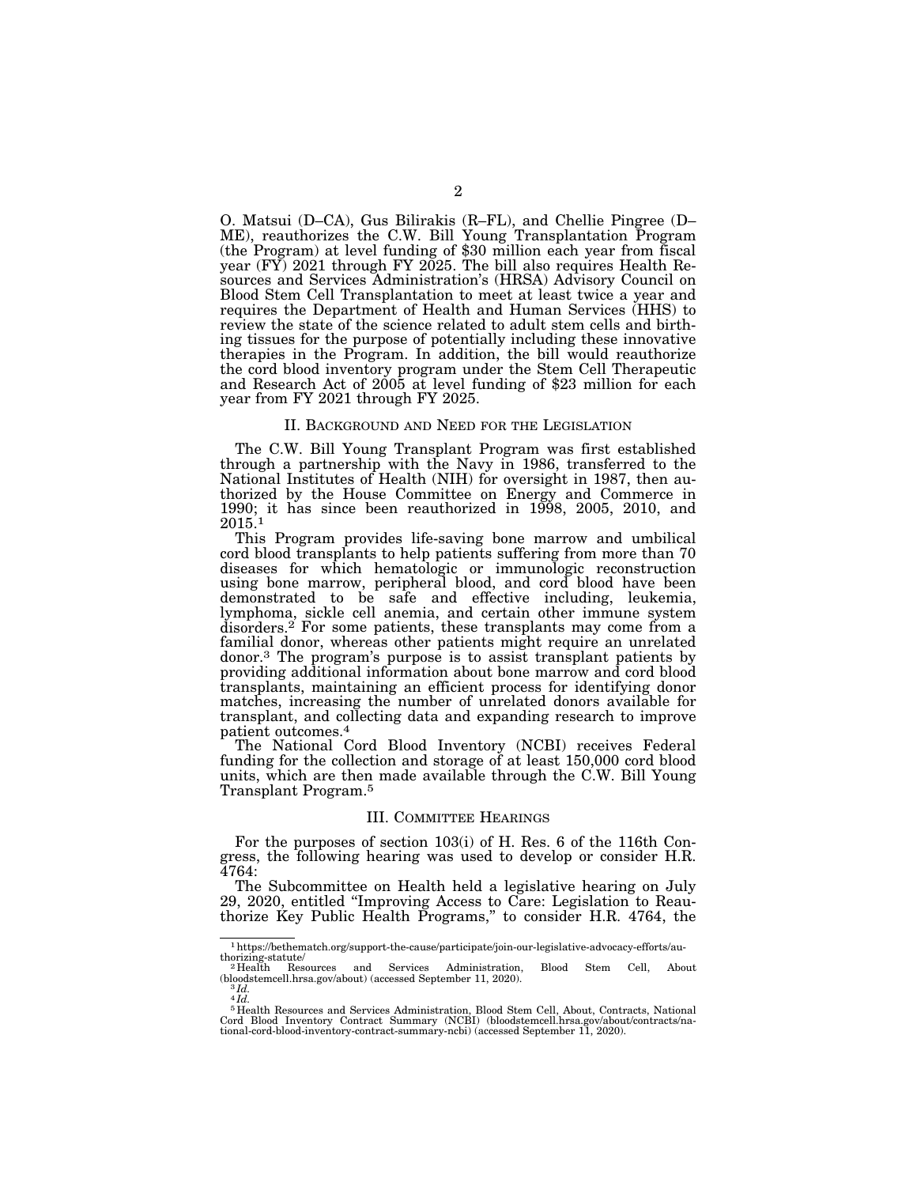O. Matsui (D–CA), Gus Bilirakis (R–FL), and Chellie Pingree (D–ME), reauthorizes the C.W. Bill Young Transplantation Program (the Program) at level funding of $30 million each year from fiscal year (FY) 2021 through FY 2025. The bill also requires Health Resources and Services Administration's (HRSA) Advisory Council on Blood Stem Cell Transplantation to meet at least twice a year and requires the Department of Health and Human Services (HHS) to review the state of the science related to adult stem cells and birthing tissues for the purpose of potentially including these innovative therapies in the Program. In addition, the bill would reauthorize the cord blood inventory program under the Stem Cell Therapeutic and Research Act of 2005 at level funding of $23 million for each year from FY 2021 through FY 2025.

## II. Background and Need for the Legislation

The C.W. Bill Young Transplant Program was first established through a partnership with the Navy in 1986, transferred to the National Institutes of Health (NIH) for oversight in 1987, then authorized by the House Committee on Energy and Commerce in 1990; it has since been reauthorized in 1998, 2005, 2010, and 2015.[1]

This Program provides life-saving bone marrow and umbilical cord blood transplants to help patients suffering from more than 70 diseases for which hematologic or immunologic reconstruction using bone marrow, peripheral blood, and cord blood have been demonstrated to be safe and effective including, leukemia, lymphoma, sickle cell anemia, and certain other immune system disorders.[2] For some patients, these transplants may come from a familial donor, whereas other patients might require an unrelated donor.[3] The program's purpose is to assist transplant patients by providing additional information about bone marrow and cord blood transplants, maintaining an efficient process for identifying donor matches, increasing the number of unrelated donors available for transplant, and collecting data and expanding research to improve patient outcomes.[4]

The National Cord Blood Inventory (NCBI) receives Federal funding for the collection and storage of at least 150,000 cord blood units, which are then made available through the C.W. Bill Young Transplant Program.[5]

## III. Committee Hearings

For the purposes of section 103(i) of H. Res. 6 of the 116th Congress, the following hearing was used to develop or consider H.R. 4764:

The Subcommittee on Health held a legislative hearing on July 29, 2020, entitled "Improving Access to Care: Legislation to Reauthorize Key Public Health Programs," to consider H.R. 4764, the

---

[1] https://bethematch.org/support-the-cause/participate/join-our-legislative-advocacy-efforts/authorizing-statute/

[2] Health Resources and Services Administration, Blood Stem Cell, About (bloodstemcell.hrsa.gov/about) (accessed September 11, 2020).

[3] *Id.*

[4] *Id.*

[5] Health Resources and Services Administration, Blood Stem Cell, About, Contracts, National Cord Blood Inventory Contract Summary (NCBI) (bloodstemcell.hrsa.gov/about/contracts/national-cord-blood-inventory-contract-summary-ncbi) (accessed September 11, 2020).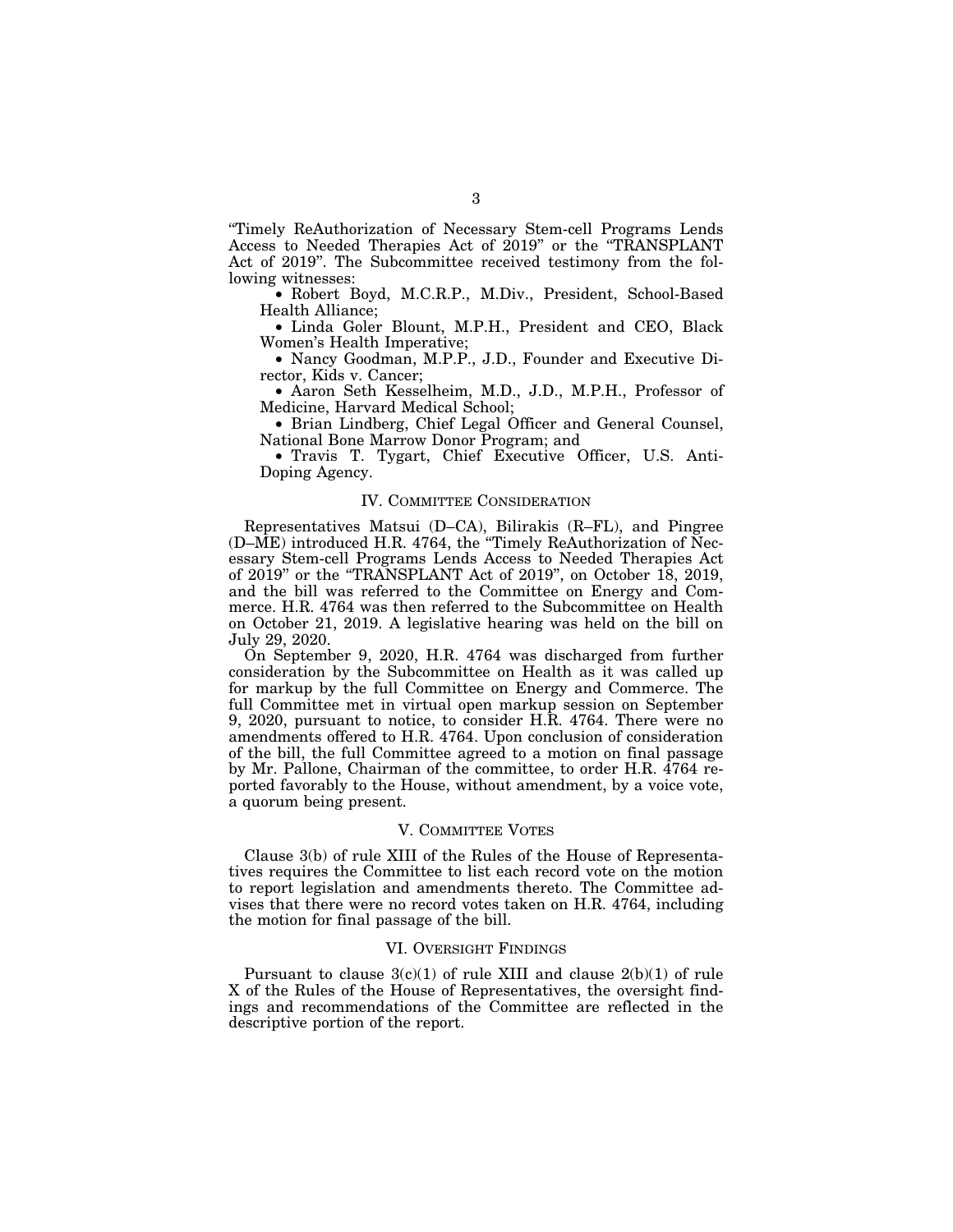"Timely ReAuthorization of Necessary Stem-cell Programs Lends Access to Needed Therapies Act of 2019" or the "TRANSPLANT Act of 2019". The Subcommittee received testimony from the following witnesses:

- Robert Boyd, M.C.R.P., M.Div., President, School-Based Health Alliance;
- Linda Goler Blount, M.P.H., President and CEO, Black Women's Health Imperative;
- Nancy Goodman, M.P.P., J.D., Founder and Executive Director, Kids v. Cancer;
- Aaron Seth Kesselheim, M.D., J.D., M.P.H., Professor of Medicine, Harvard Medical School;
- Brian Lindberg, Chief Legal Officer and General Counsel, National Bone Marrow Donor Program; and
- Travis T. Tygart, Chief Executive Officer, U.S. Anti-Doping Agency.

## IV. Committee Consideration

Representatives Matsui (D–CA), Bilirakis (R–FL), and Pingree (D–ME) introduced H.R. 4764, the "Timely ReAuthorization of Necessary Stem-cell Programs Lends Access to Needed Therapies Act of 2019" or the "TRANSPLANT Act of 2019", on October 18, 2019, and the bill was referred to the Committee on Energy and Commerce. H.R. 4764 was then referred to the Subcommittee on Health on October 21, 2019. A legislative hearing was held on the bill on July 29, 2020.

On September 9, 2020, H.R. 4764 was discharged from further consideration by the Subcommittee on Health as it was called up for markup by the full Committee on Energy and Commerce. The full Committee met in virtual open markup session on September 9, 2020, pursuant to notice, to consider H.R. 4764. There were no amendments offered to H.R. 4764. Upon conclusion of consideration of the bill, the full Committee agreed to a motion on final passage by Mr. Pallone, Chairman of the committee, to order H.R. 4764 reported favorably to the House, without amendment, by a voice vote, a quorum being present.

## V. Committee Votes

Clause 3(b) of rule XIII of the Rules of the House of Representatives requires the Committee to list each record vote on the motion to report legislation and amendments thereto. The Committee advises that there were no record votes taken on H.R. 4764, including the motion for final passage of the bill.

## VI. Oversight Findings

Pursuant to clause 3(c)(1) of rule XIII and clause 2(b)(1) of rule X of the Rules of the House of Representatives, the oversight findings and recommendations of the Committee are reflected in the descriptive portion of the report.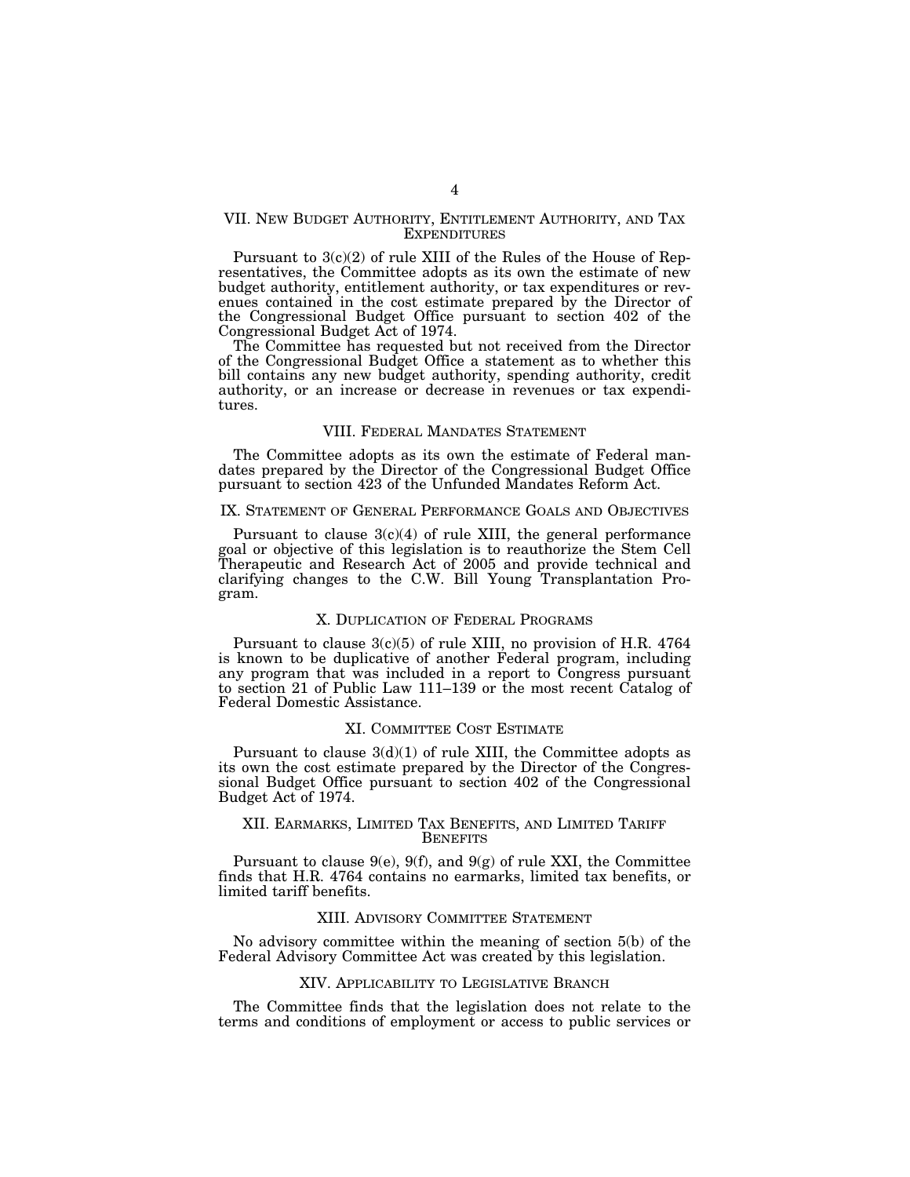## VII. New Budget Authority, Entitlement Authority, and Tax Expenditures

Pursuant to 3(c)(2) of rule XIII of the Rules of the House of Representatives, the Committee adopts as its own the estimate of new budget authority, entitlement authority, or tax expenditures or revenues contained in the cost estimate prepared by the Director of the Congressional Budget Office pursuant to section 402 of the Congressional Budget Act of 1974.

The Committee has requested but not received from the Director of the Congressional Budget Office a statement as to whether this bill contains any new budget authority, spending authority, credit authority, or an increase or decrease in revenues or tax expenditures.

## VIII. Federal Mandates Statement

The Committee adopts as its own the estimate of Federal mandates prepared by the Director of the Congressional Budget Office pursuant to section 423 of the Unfunded Mandates Reform Act.

## IX. Statement of General Performance Goals and Objectives

Pursuant to clause 3(c)(4) of rule XIII, the general performance goal or objective of this legislation is to reauthorize the Stem Cell Therapeutic and Research Act of 2005 and provide technical and clarifying changes to the C.W. Bill Young Transplantation Program.

## X. Duplication of Federal Programs

Pursuant to clause 3(c)(5) of rule XIII, no provision of H.R. 4764 is known to be duplicative of another Federal program, including any program that was included in a report to Congress pursuant to section 21 of Public Law 111–139 or the most recent Catalog of Federal Domestic Assistance.

## XI. Committee Cost Estimate

Pursuant to clause 3(d)(1) of rule XIII, the Committee adopts as its own the cost estimate prepared by the Director of the Congressional Budget Office pursuant to section 402 of the Congressional Budget Act of 1974.

## XII. Earmarks, Limited Tax Benefits, and Limited Tariff Benefits

Pursuant to clause 9(e), 9(f), and 9(g) of rule XXI, the Committee finds that H.R. 4764 contains no earmarks, limited tax benefits, or limited tariff benefits.

## XIII. Advisory Committee Statement

No advisory committee within the meaning of section 5(b) of the Federal Advisory Committee Act was created by this legislation.

## XIV. Applicability to Legislative Branch

The Committee finds that the legislation does not relate to the terms and conditions of employment or access to public services or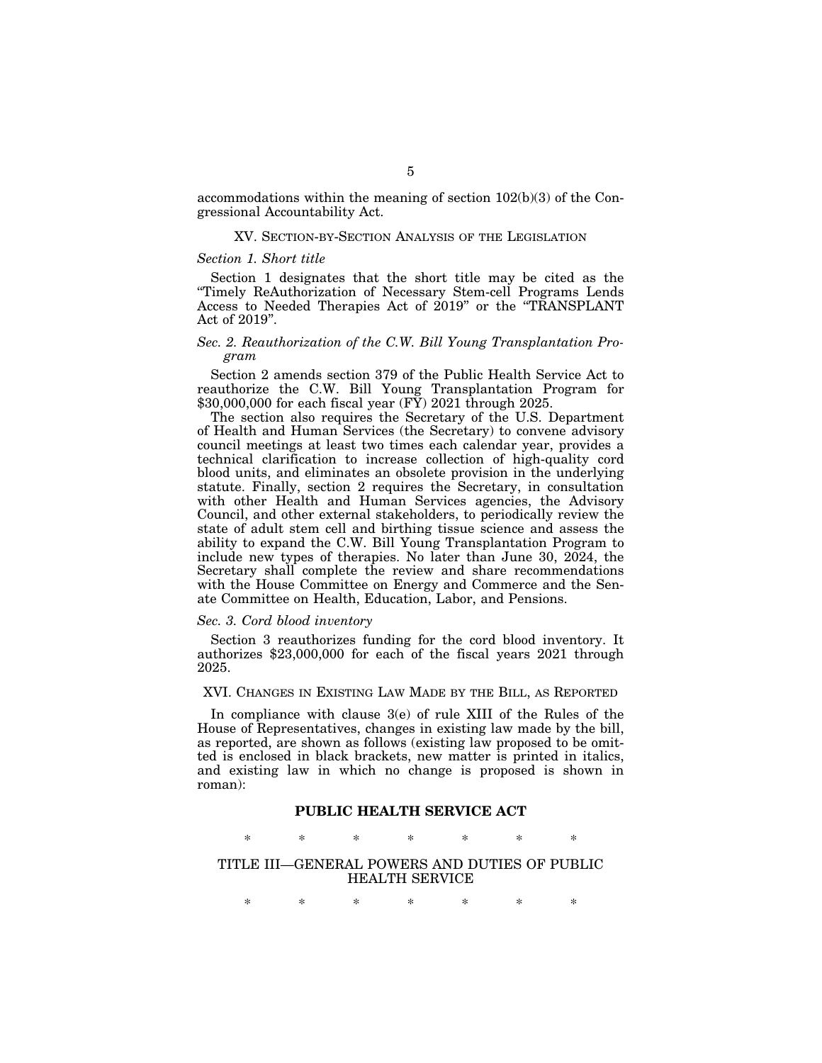accommodations within the meaning of section 102(b)(3) of the Congressional Accountability Act.

## XV. Section-by-Section Analysis of the Legislation

*Section 1. Short title*

Section 1 designates that the short title may be cited as the "Timely ReAuthorization of Necessary Stem-cell Programs Lends Access to Needed Therapies Act of 2019" or the "TRANSPLANT Act of 2019".

*Sec. 2. Reauthorization of the C.W. Bill Young Transplantation Program*

Section 2 amends section 379 of the Public Health Service Act to reauthorize the C.W. Bill Young Transplantation Program for $30,000,000 for each fiscal year (FY) 2021 through 2025.

The section also requires the Secretary of the U.S. Department of Health and Human Services (the Secretary) to convene advisory council meetings at least two times each calendar year, provides a technical clarification to increase collection of high-quality cord blood units, and eliminates an obsolete provision in the underlying statute. Finally, section 2 requires the Secretary, in consultation with other Health and Human Services agencies, the Advisory Council, and other external stakeholders, to periodically review the state of adult stem cell and birthing tissue science and assess the ability to expand the C.W. Bill Young Transplantation Program to include new types of therapies. No later than June 30, 2024, the Secretary shall complete the review and share recommendations with the House Committee on Energy and Commerce and the Senate Committee on Health, Education, Labor, and Pensions.

*Sec. 3. Cord blood inventory*

Section 3 reauthorizes funding for the cord blood inventory. It authorizes $23,000,000 for each of the fiscal years 2021 through 2025.

## XVI. Changes in Existing Law Made by the Bill, as Reported

In compliance with clause 3(e) of rule XIII of the Rules of the House of Representatives, changes in existing law made by the bill, as reported, are shown as follows (existing law proposed to be omitted is enclosed in black brackets, new matter is printed in italics, and existing law in which no change is proposed is shown in roman):

**PUBLIC HEALTH SERVICE ACT**

\* \* \* \* \* \* \*

TITLE III—GENERAL POWERS AND DUTIES OF PUBLIC HEALTH SERVICE

\* \* \* \* \* \* \*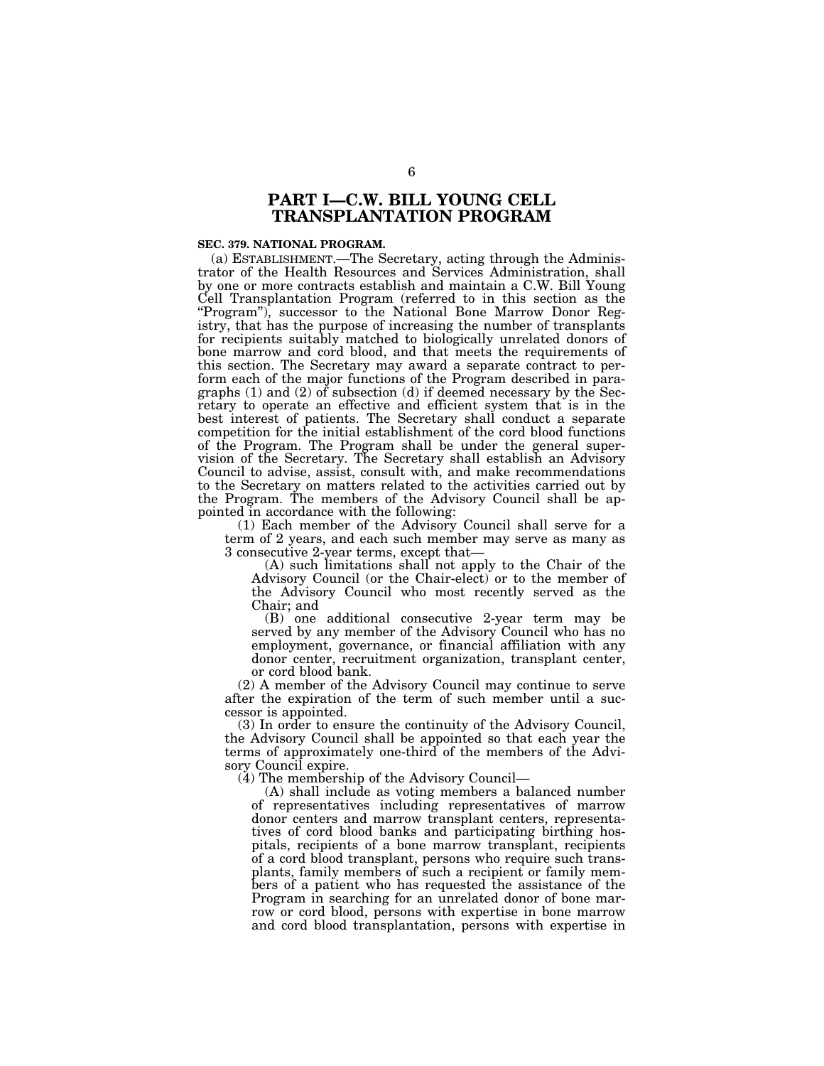# PART I—C.W. BILL YOUNG CELL TRANSPLANTATION PROGRAM

**SEC. 379. NATIONAL PROGRAM.**

(a) ESTABLISHMENT.—The Secretary, acting through the Administrator of the Health Resources and Services Administration, shall by one or more contracts establish and maintain a C.W. Bill Young Cell Transplantation Program (referred to in this section as the "Program"), successor to the National Bone Marrow Donor Registry, that has the purpose of increasing the number of transplants for recipients suitably matched to biologically unrelated donors of bone marrow and cord blood, and that meets the requirements of this section. The Secretary may award a separate contract to perform each of the major functions of the Program described in paragraphs (1) and (2) of subsection (d) if deemed necessary by the Secretary to operate an effective and efficient system that is in the best interest of patients. The Secretary shall conduct a separate competition for the initial establishment of the cord blood functions of the Program. The Program shall be under the general supervision of the Secretary. The Secretary shall establish an Advisory Council to advise, assist, consult with, and make recommendations to the Secretary on matters related to the activities carried out by the Program. The members of the Advisory Council shall be appointed in accordance with the following:

(1) Each member of the Advisory Council shall serve for a term of 2 years, and each such member may serve as many as 3 consecutive 2-year terms, except that—

(A) such limitations shall not apply to the Chair of the Advisory Council (or the Chair-elect) or to the member of the Advisory Council who most recently served as the Chair; and

(B) one additional consecutive 2-year term may be served by any member of the Advisory Council who has no employment, governance, or financial affiliation with any donor center, recruitment organization, transplant center, or cord blood bank.

(2) A member of the Advisory Council may continue to serve after the expiration of the term of such member until a successor is appointed.

(3) In order to ensure the continuity of the Advisory Council, the Advisory Council shall be appointed so that each year the terms of approximately one-third of the members of the Advisory Council expire.

(4) The membership of the Advisory Council—

(A) shall include as voting members a balanced number of representatives including representatives of marrow donor centers and marrow transplant centers, representatives of cord blood banks and participating birthing hospitals, recipients of a bone marrow transplant, recipients of a cord blood transplant, persons who require such transplants, family members of such a recipient or family members of a patient who has requested the assistance of the Program in searching for an unrelated donor of bone marrow or cord blood, persons with expertise in bone marrow and cord blood transplantation, persons with expertise in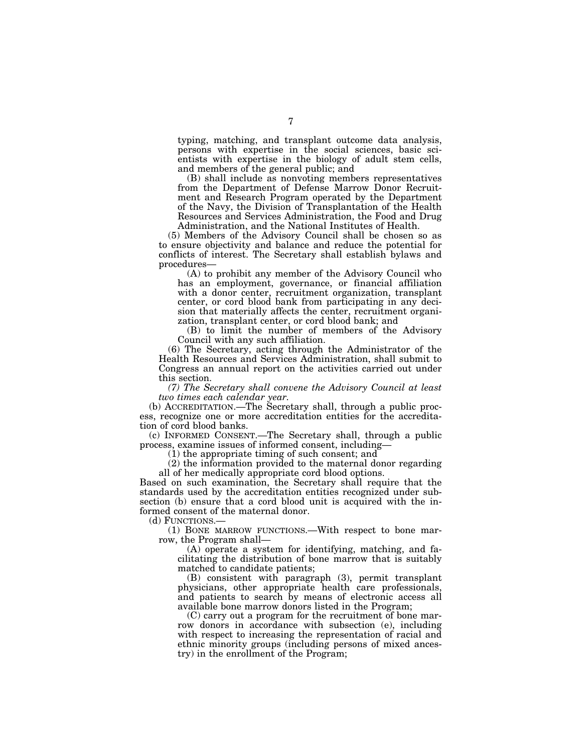typing, matching, and transplant outcome data analysis, persons with expertise in the social sciences, basic scientists with expertise in the biology of adult stem cells, and members of the general public; and

(B) shall include as nonvoting members representatives from the Department of Defense Marrow Donor Recruitment and Research Program operated by the Department of the Navy, the Division of Transplantation of the Health Resources and Services Administration, the Food and Drug Administration, and the National Institutes of Health.

(5) Members of the Advisory Council shall be chosen so as to ensure objectivity and balance and reduce the potential for conflicts of interest. The Secretary shall establish bylaws and procedures—

(A) to prohibit any member of the Advisory Council who has an employment, governance, or financial affiliation with a donor center, recruitment organization, transplant center, or cord blood bank from participating in any decision that materially affects the center, recruitment organization, transplant center, or cord blood bank; and

(B) to limit the number of members of the Advisory Council with any such affiliation.

(6) The Secretary, acting through the Administrator of the Health Resources and Services Administration, shall submit to Congress an annual report on the activities carried out under this section.

*(7) The Secretary shall convene the Advisory Council at least two times each calendar year.*

(b) ACCREDITATION.—The Secretary shall, through a public process, recognize one or more accreditation entities for the accreditation of cord blood banks.

(c) INFORMED CONSENT.—The Secretary shall, through a public process, examine issues of informed consent, including—

(1) the appropriate timing of such consent; and

(2) the information provided to the maternal donor regarding all of her medically appropriate cord blood options.

Based on such examination, the Secretary shall require that the standards used by the accreditation entities recognized under subsection (b) ensure that a cord blood unit is acquired with the informed consent of the maternal donor.

(d) FUNCTIONS.—

(1) BONE MARROW FUNCTIONS.—With respect to bone marrow, the Program shall—

(A) operate a system for identifying, matching, and facilitating the distribution of bone marrow that is suitably matched to candidate patients;

(B) consistent with paragraph (3), permit transplant physicians, other appropriate health care professionals, and patients to search by means of electronic access all available bone marrow donors listed in the Program;

(C) carry out a program for the recruitment of bone marrow donors in accordance with subsection (e), including with respect to increasing the representation of racial and ethnic minority groups (including persons of mixed ancestry) in the enrollment of the Program;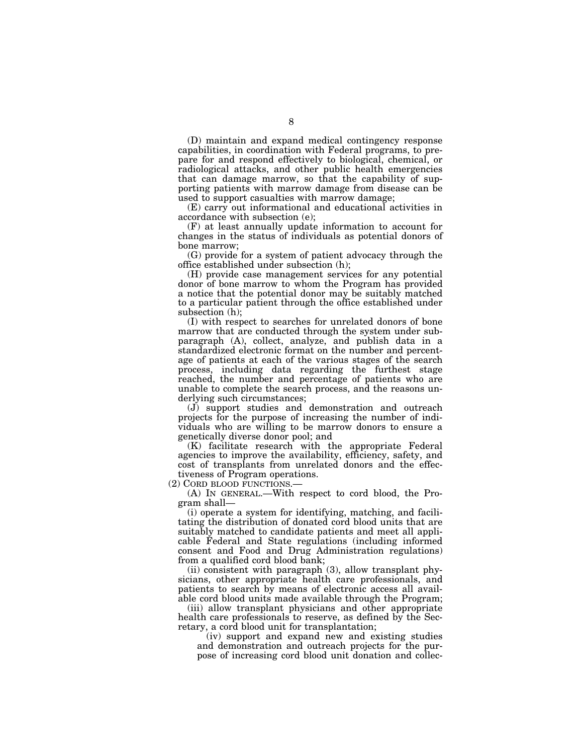(D) maintain and expand medical contingency response capabilities, in coordination with Federal programs, to prepare for and respond effectively to biological, chemical, or radiological attacks, and other public health emergencies that can damage marrow, so that the capability of supporting patients with marrow damage from disease can be used to support casualties with marrow damage;

(E) carry out informational and educational activities in accordance with subsection (e);

(F) at least annually update information to account for changes in the status of individuals as potential donors of bone marrow;

(G) provide for a system of patient advocacy through the office established under subsection (h);

(H) provide case management services for any potential donor of bone marrow to whom the Program has provided a notice that the potential donor may be suitably matched to a particular patient through the office established under subsection (h);

(I) with respect to searches for unrelated donors of bone marrow that are conducted through the system under subparagraph (A), collect, analyze, and publish data in a standardized electronic format on the number and percentage of patients at each of the various stages of the search process, including data regarding the furthest stage reached, the number and percentage of patients who are unable to complete the search process, and the reasons underlying such circumstances;

(J) support studies and demonstration and outreach projects for the purpose of increasing the number of individuals who are willing to be marrow donors to ensure a genetically diverse donor pool; and

(K) facilitate research with the appropriate Federal agencies to improve the availability, efficiency, safety, and cost of transplants from unrelated donors and the effectiveness of Program operations.

(2) CORD BLOOD FUNCTIONS.—

(A) IN GENERAL.—With respect to cord blood, the Program shall—

(i) operate a system for identifying, matching, and facilitating the distribution of donated cord blood units that are suitably matched to candidate patients and meet all applicable Federal and State regulations (including informed consent and Food and Drug Administration regulations) from a qualified cord blood bank;

(ii) consistent with paragraph (3), allow transplant physicians, other appropriate health care professionals, and patients to search by means of electronic access all available cord blood units made available through the Program;

(iii) allow transplant physicians and other appropriate health care professionals to reserve, as defined by the Secretary, a cord blood unit for transplantation;

(iv) support and expand new and existing studies and demonstration and outreach projects for the purpose of increasing cord blood unit donation and collec-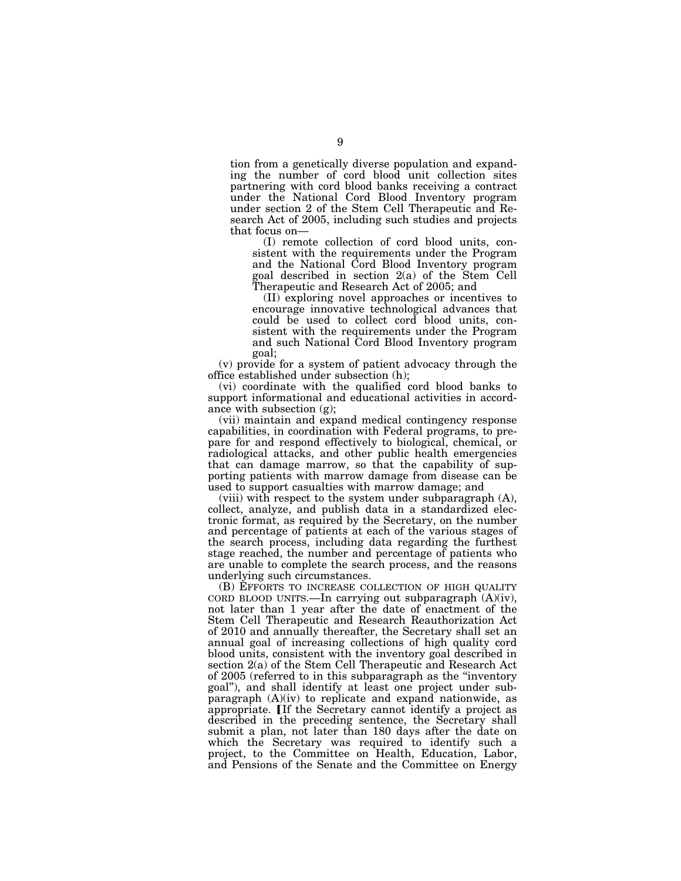tion from a genetically diverse population and expanding the number of cord blood unit collection sites partnering with cord blood banks receiving a contract under the National Cord Blood Inventory program under section 2 of the Stem Cell Therapeutic and Research Act of 2005, including such studies and projects that focus on—

(I) remote collection of cord blood units, consistent with the requirements under the Program and the National Cord Blood Inventory program goal described in section 2(a) of the Stem Cell Therapeutic and Research Act of 2005; and

(II) exploring novel approaches or incentives to encourage innovative technological advances that could be used to collect cord blood units, consistent with the requirements under the Program and such National Cord Blood Inventory program goal;

(v) provide for a system of patient advocacy through the office established under subsection (h);

(vi) coordinate with the qualified cord blood banks to support informational and educational activities in accordance with subsection (g);

(vii) maintain and expand medical contingency response capabilities, in coordination with Federal programs, to prepare for and respond effectively to biological, chemical, or radiological attacks, and other public health emergencies that can damage marrow, so that the capability of supporting patients with marrow damage from disease can be used to support casualties with marrow damage; and

(viii) with respect to the system under subparagraph (A), collect, analyze, and publish data in a standardized electronic format, as required by the Secretary, on the number and percentage of patients at each of the various stages of the search process, including data regarding the furthest stage reached, the number and percentage of patients who are unable to complete the search process, and the reasons underlying such circumstances.

(B) EFFORTS TO INCREASE COLLECTION OF HIGH QUALITY CORD BLOOD UNITS.—In carrying out subparagraph (A)(iv), not later than 1 year after the date of enactment of the Stem Cell Therapeutic and Research Reauthorization Act of 2010 and annually thereafter, the Secretary shall set an annual goal of increasing collections of high quality cord blood units, consistent with the inventory goal described in section 2(a) of the Stem Cell Therapeutic and Research Act of 2005 (referred to in this subparagraph as the "inventory goal"), and shall identify at least one project under subparagraph (A)(iv) to replicate and expand nationwide, as appropriate. [If the Secretary cannot identify a project as described in the preceding sentence, the Secretary shall submit a plan, not later than 180 days after the date on which the Secretary was required to identify such a project, to the Committee on Health, Education, Labor, and Pensions of the Senate and the Committee on Energy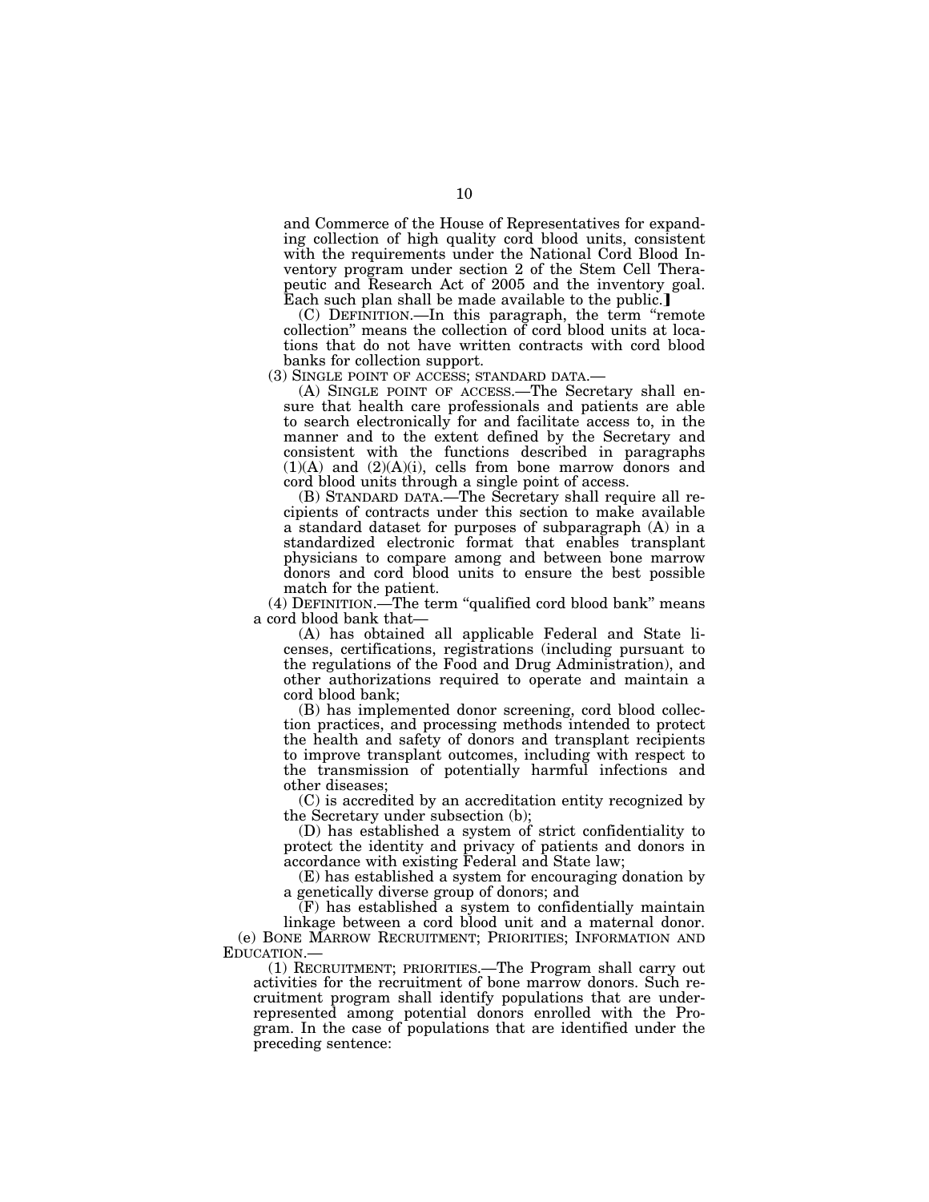and Commerce of the House of Representatives for expanding collection of high quality cord blood units, consistent with the requirements under the National Cord Blood Inventory program under section 2 of the Stem Cell Therapeutic and Research Act of 2005 and the inventory goal. Each such plan shall be made available to the public.]

(C) DEFINITION.—In this paragraph, the term "remote collection" means the collection of cord blood units at locations that do not have written contracts with cord blood banks for collection support.

(3) SINGLE POINT OF ACCESS; STANDARD DATA.—

(A) SINGLE POINT OF ACCESS.—The Secretary shall ensure that health care professionals and patients are able to search electronically for and facilitate access to, in the manner and to the extent defined by the Secretary and consistent with the functions described in paragraphs (1)(A) and (2)(A)(i), cells from bone marrow donors and cord blood units through a single point of access.

(B) STANDARD DATA.—The Secretary shall require all recipients of contracts under this section to make available a standard dataset for purposes of subparagraph (A) in a standardized electronic format that enables transplant physicians to compare among and between bone marrow donors and cord blood units to ensure the best possible match for the patient.

(4) DEFINITION.—The term "qualified cord blood bank" means a cord blood bank that—

(A) has obtained all applicable Federal and State licenses, certifications, registrations (including pursuant to the regulations of the Food and Drug Administration), and other authorizations required to operate and maintain a cord blood bank;

(B) has implemented donor screening, cord blood collection practices, and processing methods intended to protect the health and safety of donors and transplant recipients to improve transplant outcomes, including with respect to the transmission of potentially harmful infections and other diseases;

(C) is accredited by an accreditation entity recognized by the Secretary under subsection (b);

(D) has established a system of strict confidentiality to protect the identity and privacy of patients and donors in accordance with existing Federal and State law;

(E) has established a system for encouraging donation by a genetically diverse group of donors; and

(F) has established a system to confidentially maintain linkage between a cord blood unit and a maternal donor.

(e) BONE MARROW RECRUITMENT; PRIORITIES; INFORMATION AND EDUCATION.—

(1) RECRUITMENT; PRIORITIES.—The Program shall carry out activities for the recruitment of bone marrow donors. Such recruitment program shall identify populations that are underrepresented among potential donors enrolled with the Program. In the case of populations that are identified under the preceding sentence: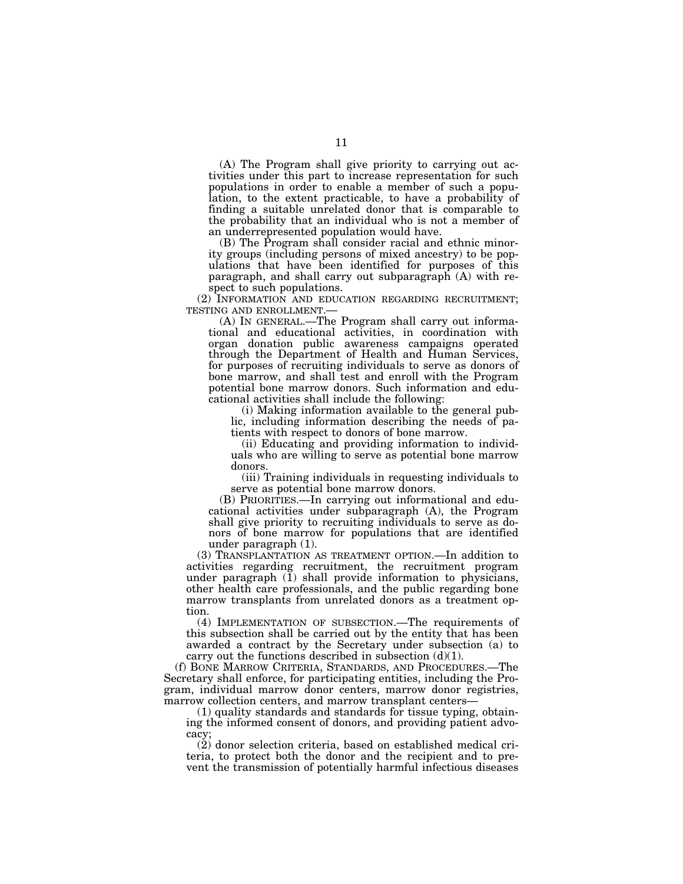(A) The Program shall give priority to carrying out activities under this part to increase representation for such populations in order to enable a member of such a population, to the extent practicable, to have a probability of finding a suitable unrelated donor that is comparable to the probability that an individual who is not a member of an underrepresented population would have.

(B) The Program shall consider racial and ethnic minority groups (including persons of mixed ancestry) to be populations that have been identified for purposes of this paragraph, and shall carry out subparagraph (A) with respect to such populations.

(2) INFORMATION AND EDUCATION REGARDING RECRUITMENT; TESTING AND ENROLLMENT.—

(A) IN GENERAL.—The Program shall carry out informational and educational activities, in coordination with organ donation public awareness campaigns operated through the Department of Health and Human Services, for purposes of recruiting individuals to serve as donors of bone marrow, and shall test and enroll with the Program potential bone marrow donors. Such information and educational activities shall include the following:

(i) Making information available to the general public, including information describing the needs of patients with respect to donors of bone marrow.

(ii) Educating and providing information to individuals who are willing to serve as potential bone marrow donors.

(iii) Training individuals in requesting individuals to serve as potential bone marrow donors.

(B) PRIORITIES.—In carrying out informational and educational activities under subparagraph (A), the Program shall give priority to recruiting individuals to serve as donors of bone marrow for populations that are identified under paragraph (1).

(3) TRANSPLANTATION AS TREATMENT OPTION.—In addition to activities regarding recruitment, the recruitment program under paragraph (1) shall provide information to physicians, other health care professionals, and the public regarding bone marrow transplants from unrelated donors as a treatment option.

(4) IMPLEMENTATION OF SUBSECTION.—The requirements of this subsection shall be carried out by the entity that has been awarded a contract by the Secretary under subsection (a) to carry out the functions described in subsection (d)(1).

(f) BONE MARROW CRITERIA, STANDARDS, AND PROCEDURES.—The Secretary shall enforce, for participating entities, including the Program, individual marrow donor centers, marrow donor registries, marrow collection centers, and marrow transplant centers—

(1) quality standards and standards for tissue typing, obtaining the informed consent of donors, and providing patient advocacy;

(2) donor selection criteria, based on established medical criteria, to protect both the donor and the recipient and to prevent the transmission of potentially harmful infectious diseases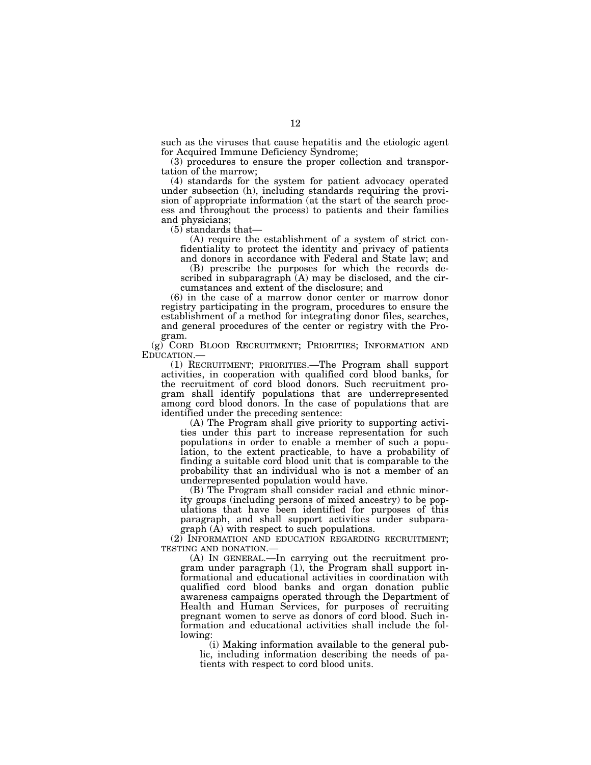such as the viruses that cause hepatitis and the etiologic agent for Acquired Immune Deficiency Syndrome;

(3) procedures to ensure the proper collection and transportation of the marrow;

(4) standards for the system for patient advocacy operated under subsection (h), including standards requiring the provision of appropriate information (at the start of the search process and throughout the process) to patients and their families and physicians;

(5) standards that—

(A) require the establishment of a system of strict confidentiality to protect the identity and privacy of patients and donors in accordance with Federal and State law; and

(B) prescribe the purposes for which the records described in subparagraph (A) may be disclosed, and the circumstances and extent of the disclosure; and

(6) in the case of a marrow donor center or marrow donor registry participating in the program, procedures to ensure the establishment of a method for integrating donor files, searches, and general procedures of the center or registry with the Program.

(g) CORD BLOOD RECRUITMENT; PRIORITIES; INFORMATION AND EDUCATION.—

(1) RECRUITMENT; PRIORITIES.—The Program shall support activities, in cooperation with qualified cord blood banks, for the recruitment of cord blood donors. Such recruitment program shall identify populations that are underrepresented among cord blood donors. In the case of populations that are identified under the preceding sentence:

(A) The Program shall give priority to supporting activities under this part to increase representation for such populations in order to enable a member of such a population, to the extent practicable, to have a probability of finding a suitable cord blood unit that is comparable to the probability that an individual who is not a member of an underrepresented population would have.

(B) The Program shall consider racial and ethnic minority groups (including persons of mixed ancestry) to be populations that have been identified for purposes of this paragraph, and shall support activities under subparagraph (A) with respect to such populations.

(2) INFORMATION AND EDUCATION REGARDING RECRUITMENT; TESTING AND DONATION.—

(A) IN GENERAL.—In carrying out the recruitment program under paragraph (1), the Program shall support informational and educational activities in coordination with qualified cord blood banks and organ donation public awareness campaigns operated through the Department of Health and Human Services, for purposes of recruiting pregnant women to serve as donors of cord blood. Such information and educational activities shall include the following:

(i) Making information available to the general public, including information describing the needs of patients with respect to cord blood units.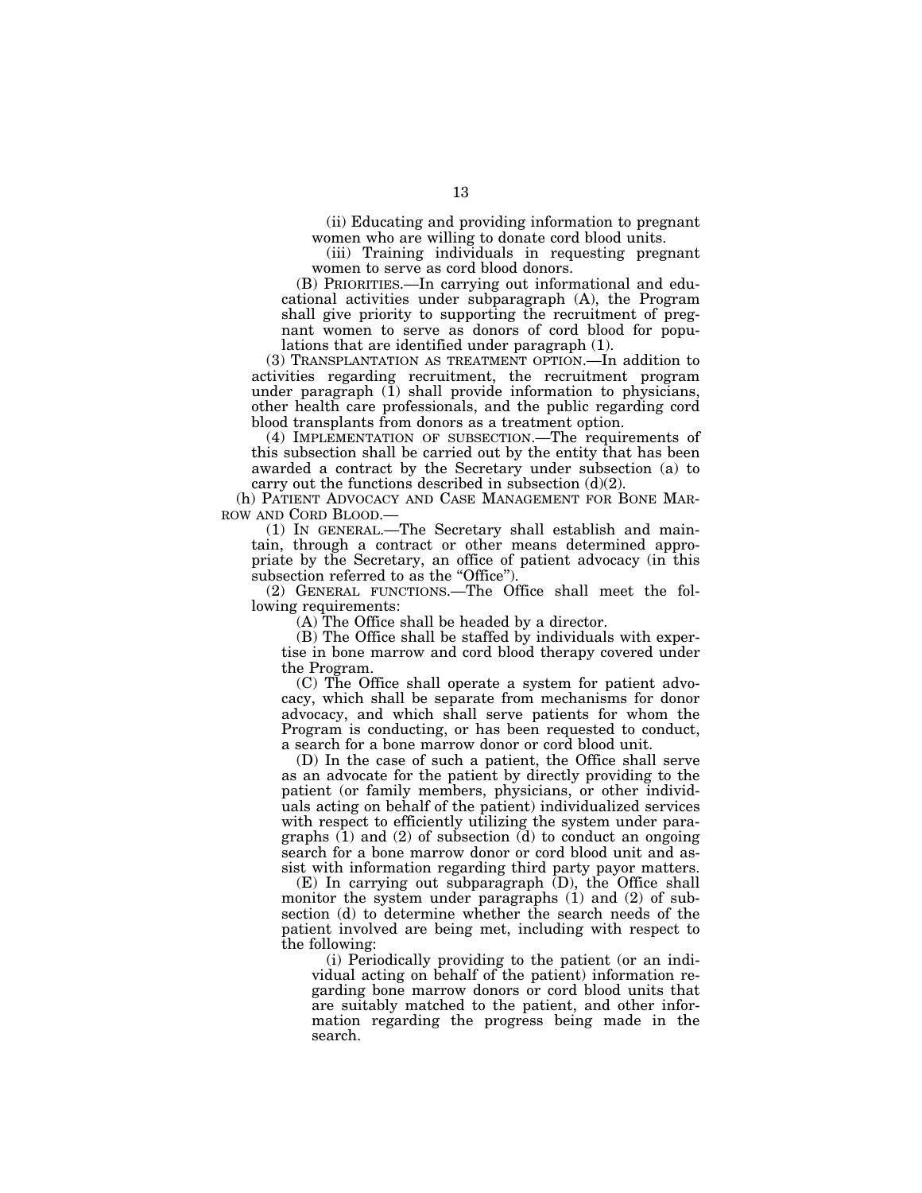(ii) Educating and providing information to pregnant women who are willing to donate cord blood units.

(iii) Training individuals in requesting pregnant women to serve as cord blood donors.

(B) PRIORITIES.—In carrying out informational and educational activities under subparagraph (A), the Program shall give priority to supporting the recruitment of pregnant women to serve as donors of cord blood for populations that are identified under paragraph (1).

(3) TRANSPLANTATION AS TREATMENT OPTION.—In addition to activities regarding recruitment, the recruitment program under paragraph (1) shall provide information to physicians, other health care professionals, and the public regarding cord blood transplants from donors as a treatment option.

(4) IMPLEMENTATION OF SUBSECTION.—The requirements of this subsection shall be carried out by the entity that has been awarded a contract by the Secretary under subsection (a) to carry out the functions described in subsection (d)(2).

(h) PATIENT ADVOCACY AND CASE MANAGEMENT FOR BONE MARROW AND CORD BLOOD.—

(1) IN GENERAL.—The Secretary shall establish and maintain, through a contract or other means determined appropriate by the Secretary, an office of patient advocacy (in this subsection referred to as the "Office").

(2) GENERAL FUNCTIONS.—The Office shall meet the following requirements:

(A) The Office shall be headed by a director.

(B) The Office shall be staffed by individuals with expertise in bone marrow and cord blood therapy covered under the Program.

(C) The Office shall operate a system for patient advocacy, which shall be separate from mechanisms for donor advocacy, and which shall serve patients for whom the Program is conducting, or has been requested to conduct, a search for a bone marrow donor or cord blood unit.

(D) In the case of such a patient, the Office shall serve as an advocate for the patient by directly providing to the patient (or family members, physicians, or other individuals acting on behalf of the patient) individualized services with respect to efficiently utilizing the system under paragraphs (1) and (2) of subsection (d) to conduct an ongoing search for a bone marrow donor or cord blood unit and assist with information regarding third party payor matters.

(E) In carrying out subparagraph (D), the Office shall monitor the system under paragraphs (1) and (2) of subsection (d) to determine whether the search needs of the patient involved are being met, including with respect to the following:

(i) Periodically providing to the patient (or an individual acting on behalf of the patient) information regarding bone marrow donors or cord blood units that are suitably matched to the patient, and other information regarding the progress being made in the search.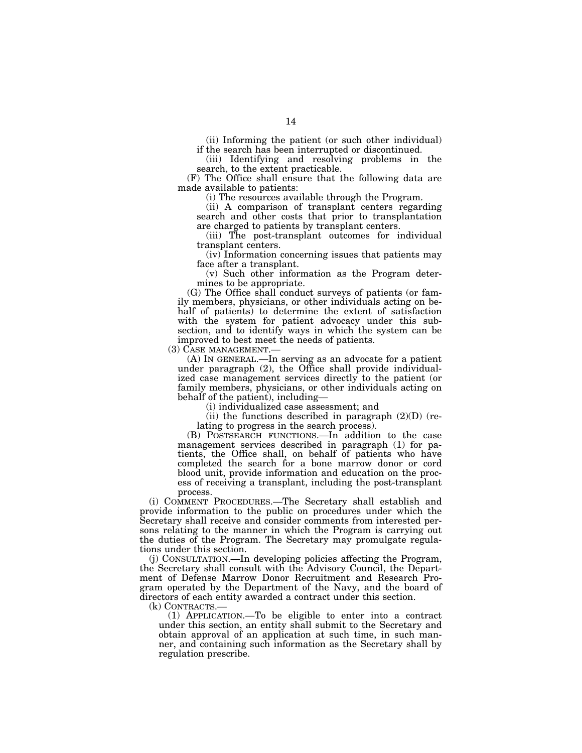(ii) Informing the patient (or such other individual) if the search has been interrupted or discontinued.

(iii) Identifying and resolving problems in the search, to the extent practicable.

(F) The Office shall ensure that the following data are made available to patients:

(i) The resources available through the Program.

(ii) A comparison of transplant centers regarding search and other costs that prior to transplantation are charged to patients by transplant centers.

(iii) The post-transplant outcomes for individual transplant centers.

(iv) Information concerning issues that patients may face after a transplant.

(v) Such other information as the Program determines to be appropriate.

(G) The Office shall conduct surveys of patients (or family members, physicians, or other individuals acting on behalf of patients) to determine the extent of satisfaction with the system for patient advocacy under this subsection, and to identify ways in which the system can be improved to best meet the needs of patients.

(3) CASE MANAGEMENT.—

(A) IN GENERAL.—In serving as an advocate for a patient under paragraph (2), the Office shall provide individualized case management services directly to the patient (or family members, physicians, or other individuals acting on behalf of the patient), including—

(i) individualized case assessment; and

(ii) the functions described in paragraph (2)(D) (relating to progress in the search process).

(B) POSTSEARCH FUNCTIONS.—In addition to the case management services described in paragraph (1) for patients, the Office shall, on behalf of patients who have completed the search for a bone marrow donor or cord blood unit, provide information and education on the process of receiving a transplant, including the post-transplant process.

(i) COMMENT PROCEDURES.—The Secretary shall establish and provide information to the public on procedures under which the Secretary shall receive and consider comments from interested persons relating to the manner in which the Program is carrying out the duties of the Program. The Secretary may promulgate regulations under this section.

(j) CONSULTATION.—In developing policies affecting the Program, the Secretary shall consult with the Advisory Council, the Department of Defense Marrow Donor Recruitment and Research Program operated by the Department of the Navy, and the board of directors of each entity awarded a contract under this section.

(k) CONTRACTS.—

(1) APPLICATION.—To be eligible to enter into a contract under this section, an entity shall submit to the Secretary and obtain approval of an application at such time, in such manner, and containing such information as the Secretary shall by regulation prescribe.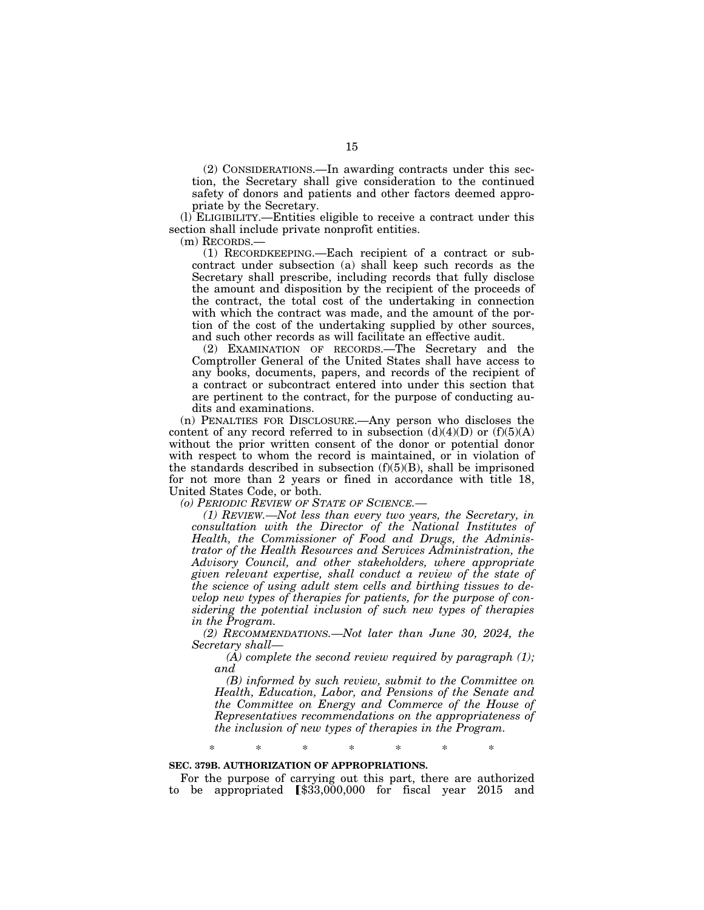(2) CONSIDERATIONS.—In awarding contracts under this section, the Secretary shall give consideration to the continued safety of donors and patients and other factors deemed appropriate by the Secretary.

(l) ELIGIBILITY.—Entities eligible to receive a contract under this section shall include private nonprofit entities.

(m) RECORDS.—

(1) RECORDKEEPING.—Each recipient of a contract or subcontract under subsection (a) shall keep such records as the Secretary shall prescribe, including records that fully disclose the amount and disposition by the recipient of the proceeds of the contract, the total cost of the undertaking in connection with which the contract was made, and the amount of the portion of the cost of the undertaking supplied by other sources, and such other records as will facilitate an effective audit.

(2) EXAMINATION OF RECORDS.—The Secretary and the Comptroller General of the United States shall have access to any books, documents, papers, and records of the recipient of a contract or subcontract entered into under this section that are pertinent to the contract, for the purpose of conducting audits and examinations.

(n) PENALTIES FOR DISCLOSURE.—Any person who discloses the content of any record referred to in subsection (d)(4)(D) or (f)(5)(A) without the prior written consent of the donor or potential donor with respect to whom the record is maintained, or in violation of the standards described in subsection (f)(5)(B), shall be imprisoned for not more than 2 years or fined in accordance with title 18, United States Code, or both.

*(o) PERIODIC REVIEW OF STATE OF SCIENCE.—*

*(1) REVIEW.—Not less than every two years, the Secretary, in consultation with the Director of the National Institutes of Health, the Commissioner of Food and Drugs, the Administrator of the Health Resources and Services Administration, the Advisory Council, and other stakeholders, where appropriate given relevant expertise, shall conduct a review of the state of the science of using adult stem cells and birthing tissues to develop new types of therapies for patients, for the purpose of considering the potential inclusion of such new types of therapies in the Program.*

*(2) RECOMMENDATIONS.—Not later than June 30, 2024, the Secretary shall—*

*(A) complete the second review required by paragraph (1); and*

*(B) informed by such review, submit to the Committee on Health, Education, Labor, and Pensions of the Senate and the Committee on Energy and Commerce of the House of Representatives recommendations on the appropriateness of the inclusion of new types of therapies in the Program.*

\* \* \* \* \* \* \*

**SEC. 379B. AUTHORIZATION OF APPROPRIATIONS.**

For the purpose of carrying out this part, there are authorized to be appropriated [$33,000,000 for fiscal year 2015 and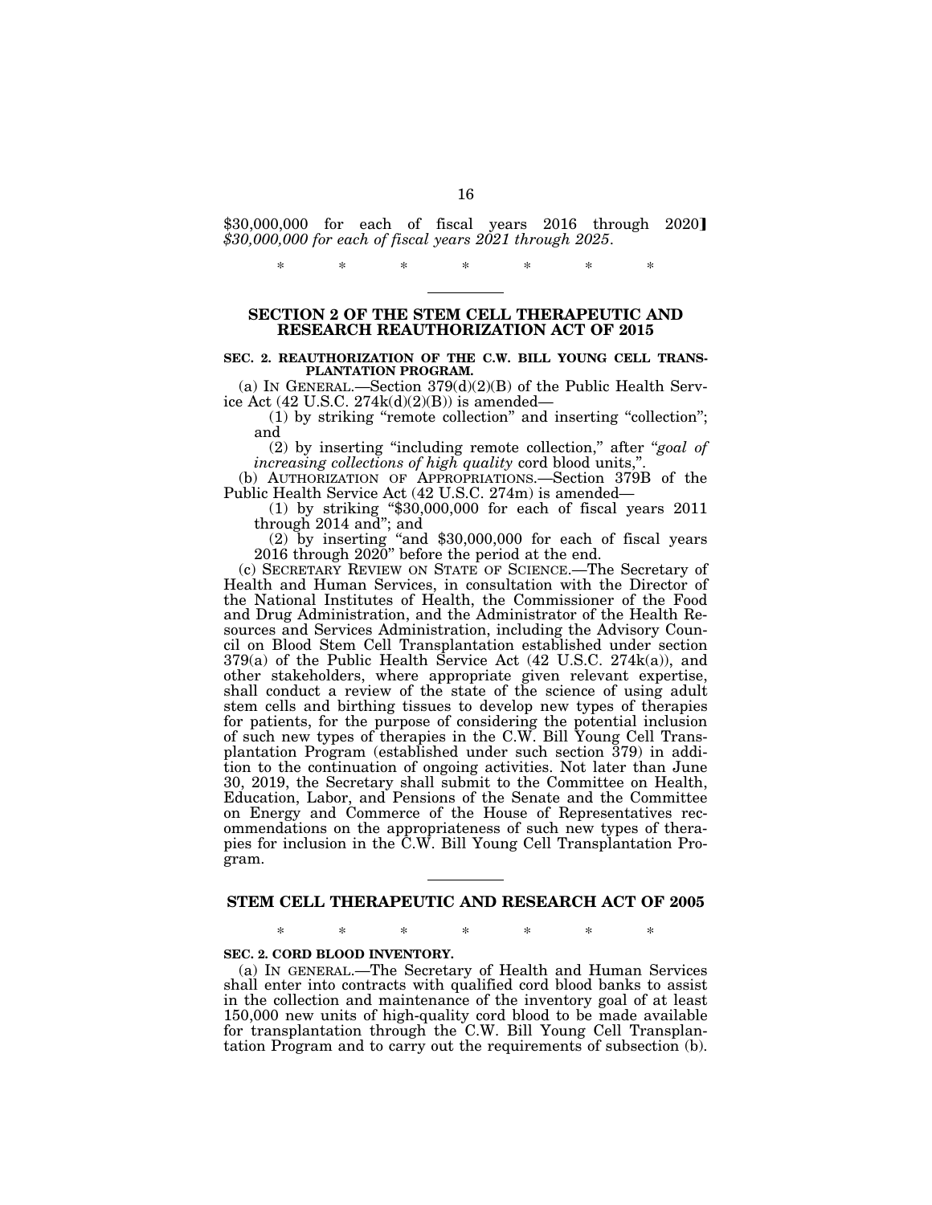$30,000,000 for each of fiscal years 2016 through 2020] *$30,000,000 for each of fiscal years 2021 through 2025*.

\* \* \* \* \* \* \*

## SECTION 2 OF THE STEM CELL THERAPEUTIC AND RESEARCH REAUTHORIZATION ACT OF 2015

**SEC. 2. REAUTHORIZATION OF THE C.W. BILL YOUNG CELL TRANSPLANTATION PROGRAM.**

(a) IN GENERAL.—Section 379(d)(2)(B) of the Public Health Service Act (42 U.S.C. 274k(d)(2)(B)) is amended—

(1) by striking "remote collection" and inserting "collection"; and

(2) by inserting "including remote collection," after "*goal of increasing collections of high quality* cord blood units,".

(b) AUTHORIZATION OF APPROPRIATIONS.—Section 379B of the Public Health Service Act (42 U.S.C. 274m) is amended—

(1) by striking "$30,000,000 for each of fiscal years 2011 through 2014 and"; and

(2) by inserting "and $30,000,000 for each of fiscal years 2016 through 2020" before the period at the end.

(c) SECRETARY REVIEW ON STATE OF SCIENCE.—The Secretary of Health and Human Services, in consultation with the Director of the National Institutes of Health, the Commissioner of the Food and Drug Administration, and the Administrator of the Health Resources and Services Administration, including the Advisory Council on Blood Stem Cell Transplantation established under section 379(a) of the Public Health Service Act (42 U.S.C. 274k(a)), and other stakeholders, where appropriate given relevant expertise, shall conduct a review of the state of the science of using adult stem cells and birthing tissues to develop new types of therapies for patients, for the purpose of considering the potential inclusion of such new types of therapies in the C.W. Bill Young Cell Transplantation Program (established under such section 379) in addition to the continuation of ongoing activities. Not later than June 30, 2019, the Secretary shall submit to the Committee on Health, Education, Labor, and Pensions of the Senate and the Committee on Energy and Commerce of the House of Representatives recommendations on the appropriateness of such new types of therapies for inclusion in the C.W. Bill Young Cell Transplantation Program.

## STEM CELL THERAPEUTIC AND RESEARCH ACT OF 2005

\* \* \* \* \* \* \*

**SEC. 2. CORD BLOOD INVENTORY.**

(a) IN GENERAL.—The Secretary of Health and Human Services shall enter into contracts with qualified cord blood banks to assist in the collection and maintenance of the inventory goal of at least 150,000 new units of high-quality cord blood to be made available for transplantation through the C.W. Bill Young Cell Transplantation Program and to carry out the requirements of subsection (b).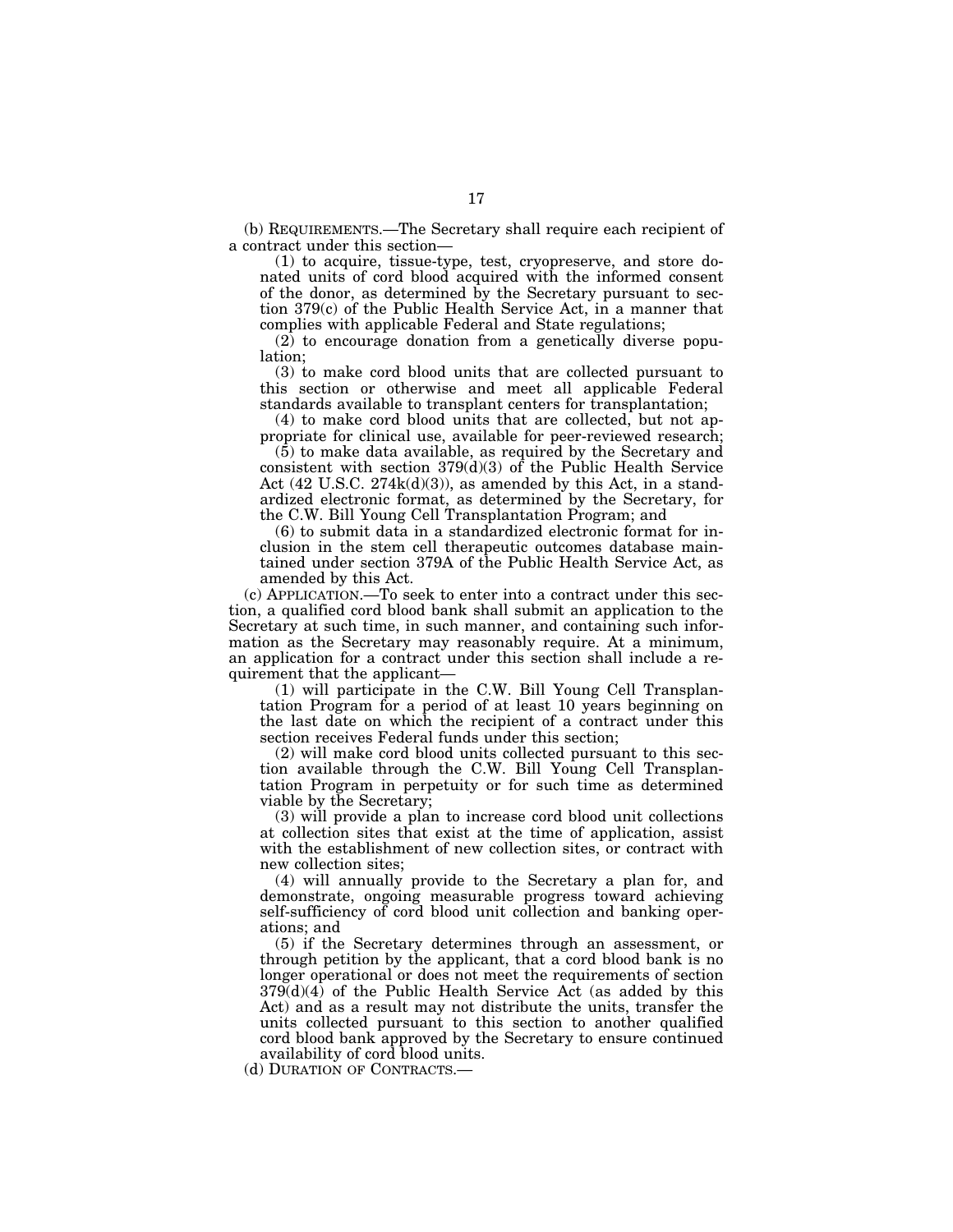(b) REQUIREMENTS.—The Secretary shall require each recipient of a contract under this section—

(1) to acquire, tissue-type, test, cryopreserve, and store donated units of cord blood acquired with the informed consent of the donor, as determined by the Secretary pursuant to section 379(c) of the Public Health Service Act, in a manner that complies with applicable Federal and State regulations;

(2) to encourage donation from a genetically diverse population;

(3) to make cord blood units that are collected pursuant to this section or otherwise and meet all applicable Federal standards available to transplant centers for transplantation;

(4) to make cord blood units that are collected, but not appropriate for clinical use, available for peer-reviewed research;

(5) to make data available, as required by the Secretary and consistent with section 379(d)(3) of the Public Health Service Act (42 U.S.C. 274k(d)(3)), as amended by this Act, in a standardized electronic format, as determined by the Secretary, for the C.W. Bill Young Cell Transplantation Program; and

(6) to submit data in a standardized electronic format for inclusion in the stem cell therapeutic outcomes database maintained under section 379A of the Public Health Service Act, as amended by this Act.

(c) APPLICATION.—To seek to enter into a contract under this section, a qualified cord blood bank shall submit an application to the Secretary at such time, in such manner, and containing such information as the Secretary may reasonably require. At a minimum, an application for a contract under this section shall include a requirement that the applicant—

(1) will participate in the C.W. Bill Young Cell Transplantation Program for a period of at least 10 years beginning on the last date on which the recipient of a contract under this section receives Federal funds under this section;

(2) will make cord blood units collected pursuant to this section available through the C.W. Bill Young Cell Transplantation Program in perpetuity or for such time as determined viable by the Secretary;

(3) will provide a plan to increase cord blood unit collections at collection sites that exist at the time of application, assist with the establishment of new collection sites, or contract with new collection sites;

(4) will annually provide to the Secretary a plan for, and demonstrate, ongoing measurable progress toward achieving self-sufficiency of cord blood unit collection and banking operations; and

(5) if the Secretary determines through an assessment, or through petition by the applicant, that a cord blood bank is no longer operational or does not meet the requirements of section 379(d)(4) of the Public Health Service Act (as added by this Act) and as a result may not distribute the units, transfer the units collected pursuant to this section to another qualified cord blood bank approved by the Secretary to ensure continued availability of cord blood units.

(d) DURATION OF CONTRACTS.—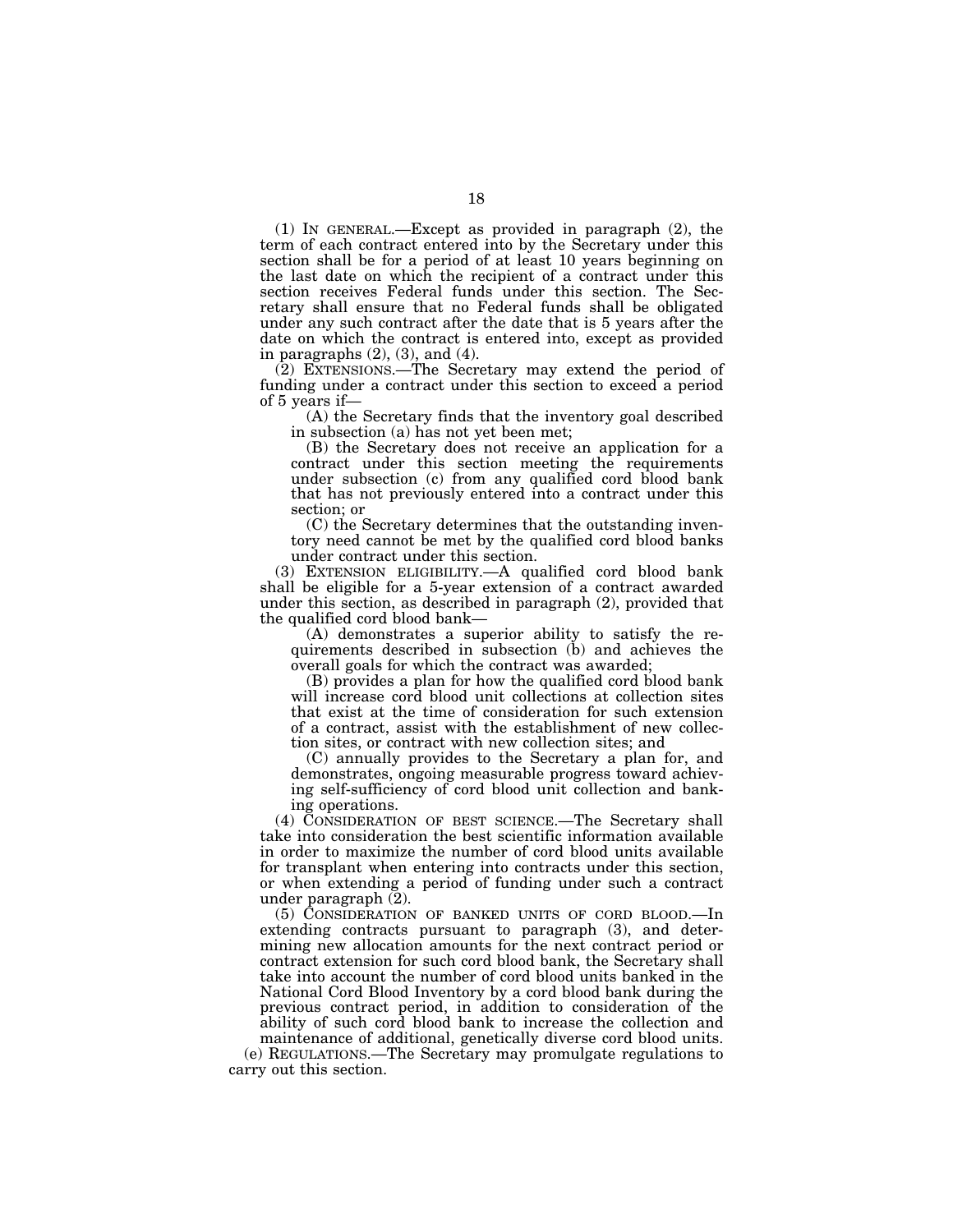(1) IN GENERAL.—Except as provided in paragraph (2), the term of each contract entered into by the Secretary under this section shall be for a period of at least 10 years beginning on the last date on which the recipient of a contract under this section receives Federal funds under this section. The Secretary shall ensure that no Federal funds shall be obligated under any such contract after the date that is 5 years after the date on which the contract is entered into, except as provided in paragraphs (2), (3), and (4).

(2) EXTENSIONS.—The Secretary may extend the period of funding under a contract under this section to exceed a period of 5 years if—

(A) the Secretary finds that the inventory goal described in subsection (a) has not yet been met;

(B) the Secretary does not receive an application for a contract under this section meeting the requirements under subsection (c) from any qualified cord blood bank that has not previously entered into a contract under this section; or

(C) the Secretary determines that the outstanding inventory need cannot be met by the qualified cord blood banks under contract under this section.

(3) EXTENSION ELIGIBILITY.—A qualified cord blood bank shall be eligible for a 5-year extension of a contract awarded under this section, as described in paragraph (2), provided that the qualified cord blood bank—

(A) demonstrates a superior ability to satisfy the requirements described in subsection (b) and achieves the overall goals for which the contract was awarded;

(B) provides a plan for how the qualified cord blood bank will increase cord blood unit collections at collection sites that exist at the time of consideration for such extension of a contract, assist with the establishment of new collection sites, or contract with new collection sites; and

(C) annually provides to the Secretary a plan for, and demonstrates, ongoing measurable progress toward achieving self-sufficiency of cord blood unit collection and banking operations.

(4) CONSIDERATION OF BEST SCIENCE.—The Secretary shall take into consideration the best scientific information available in order to maximize the number of cord blood units available for transplant when entering into contracts under this section, or when extending a period of funding under such a contract under paragraph (2).

(5) CONSIDERATION OF BANKED UNITS OF CORD BLOOD.—In extending contracts pursuant to paragraph (3), and determining new allocation amounts for the next contract period or contract extension for such cord blood bank, the Secretary shall take into account the number of cord blood units banked in the National Cord Blood Inventory by a cord blood bank during the previous contract period, in addition to consideration of the ability of such cord blood bank to increase the collection and maintenance of additional, genetically diverse cord blood units.

(e) REGULATIONS.—The Secretary may promulgate regulations to carry out this section.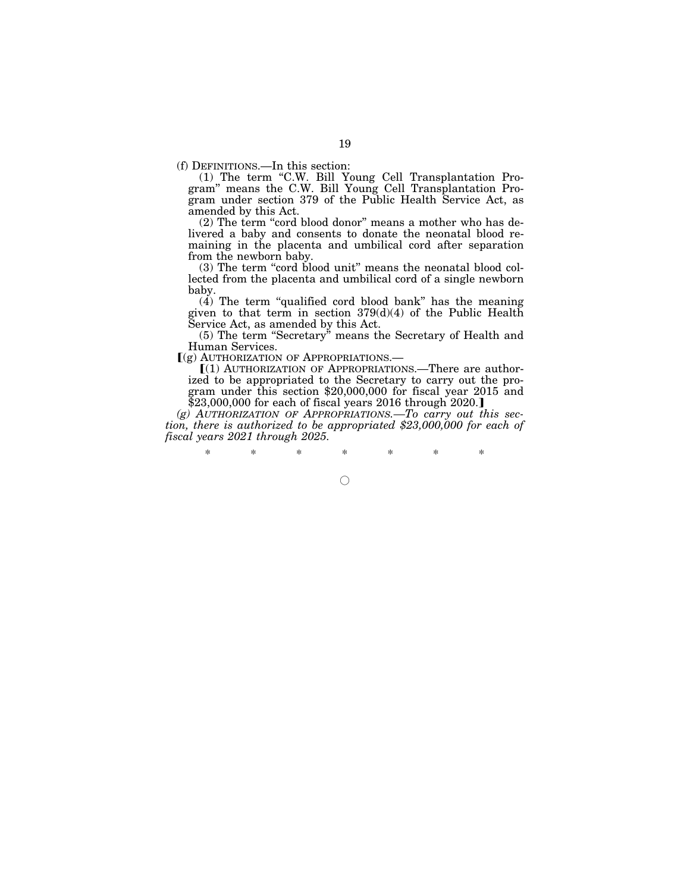(f) DEFINITIONS.—In this section:

(1) The term "C.W. Bill Young Cell Transplantation Program" means the C.W. Bill Young Cell Transplantation Program under section 379 of the Public Health Service Act, as amended by this Act.

(2) The term "cord blood donor" means a mother who has delivered a baby and consents to donate the neonatal blood remaining in the placenta and umbilical cord after separation from the newborn baby.

(3) The term "cord blood unit" means the neonatal blood collected from the placenta and umbilical cord of a single newborn baby.

(4) The term "qualified cord blood bank" has the meaning given to that term in section 379(d)(4) of the Public Health Service Act, as amended by this Act.

(5) The term "Secretary" means the Secretary of Health and Human Services.

[(g) AUTHORIZATION OF APPROPRIATIONS.—

[(1) AUTHORIZATION OF APPROPRIATIONS.—There are authorized to be appropriated to the Secretary to carry out the program under this section $20,000,000 for fiscal year 2015 and $23,000,000 for each of fiscal years 2016 through 2020.]

*(g) AUTHORIZATION OF APPROPRIATIONS.—To carry out this section, there is authorized to be appropriated $23,000,000 for each of fiscal years 2021 through 2025.*

\* \* \* \* \* \* \*